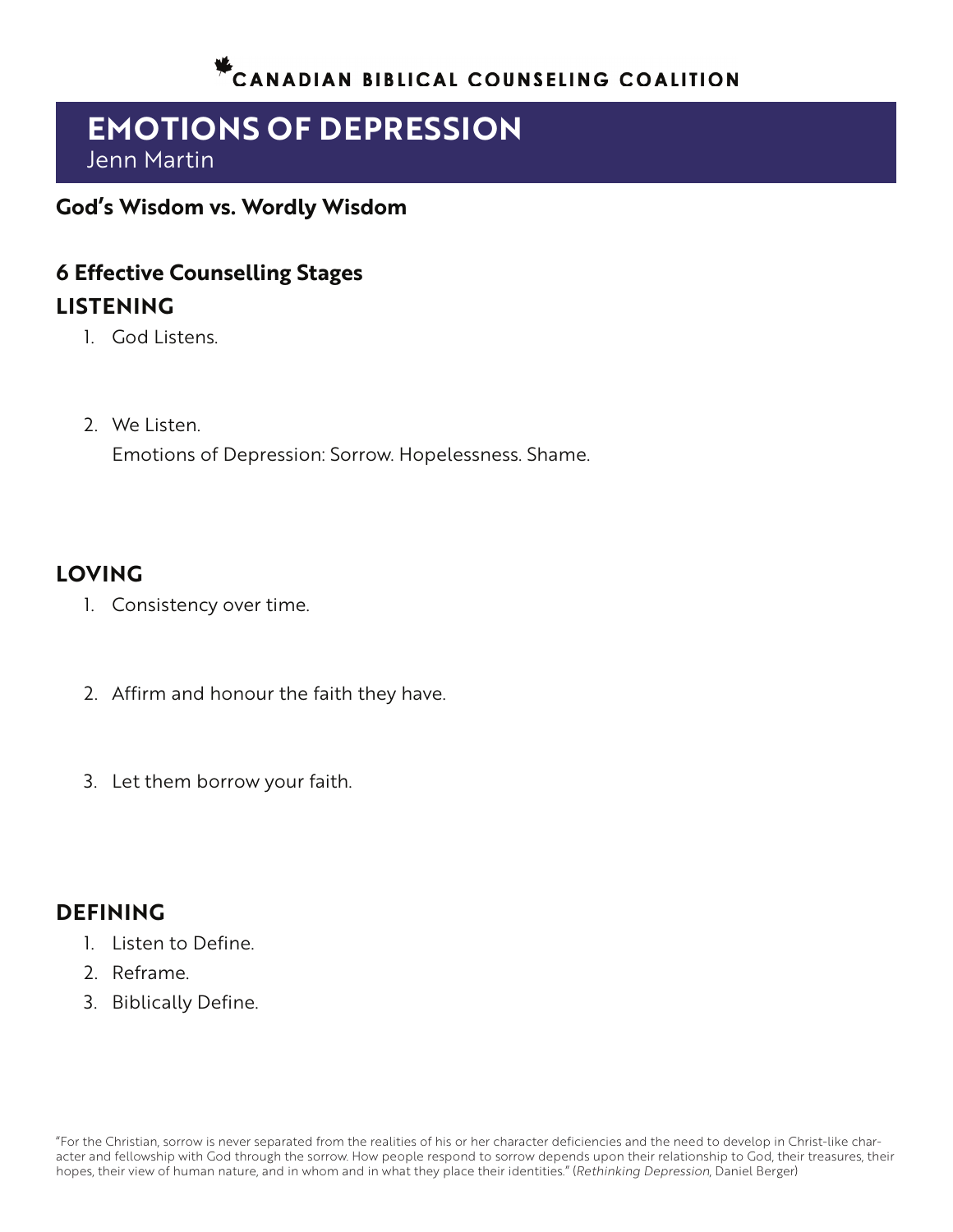CANADIAN BIBLICAL COUNSELING COALITION

# EMOTIONS OF DEPRESSION

Jenn Martin

### God's Wisdom vs. Wordly Wisdom

### 6 Effective Counselling Stages

## LISTENING

1. God Listens.

2. We Listen.

   Emotions of Depression: Sorrow. Hopelessness. Shame.

## LOVING

1. Consistency over time.

2. Affirm and honour the faith they have.

3. Let them borrow your faith.

## DEFINING

1. Listen to Define.
2. Reframe.
3. Biblically Define.

"For the Christian, sorrow is never separated from the realities of his or her character deficiencies and the need to develop in Christ-like character and fellowship with God through the sorrow. How people respond to sorrow depends upon their relationship to God, their treasures, their hopes, their view of human nature, and in whom and in what they place their identities." (*Rethinking Depression*, Daniel Berger)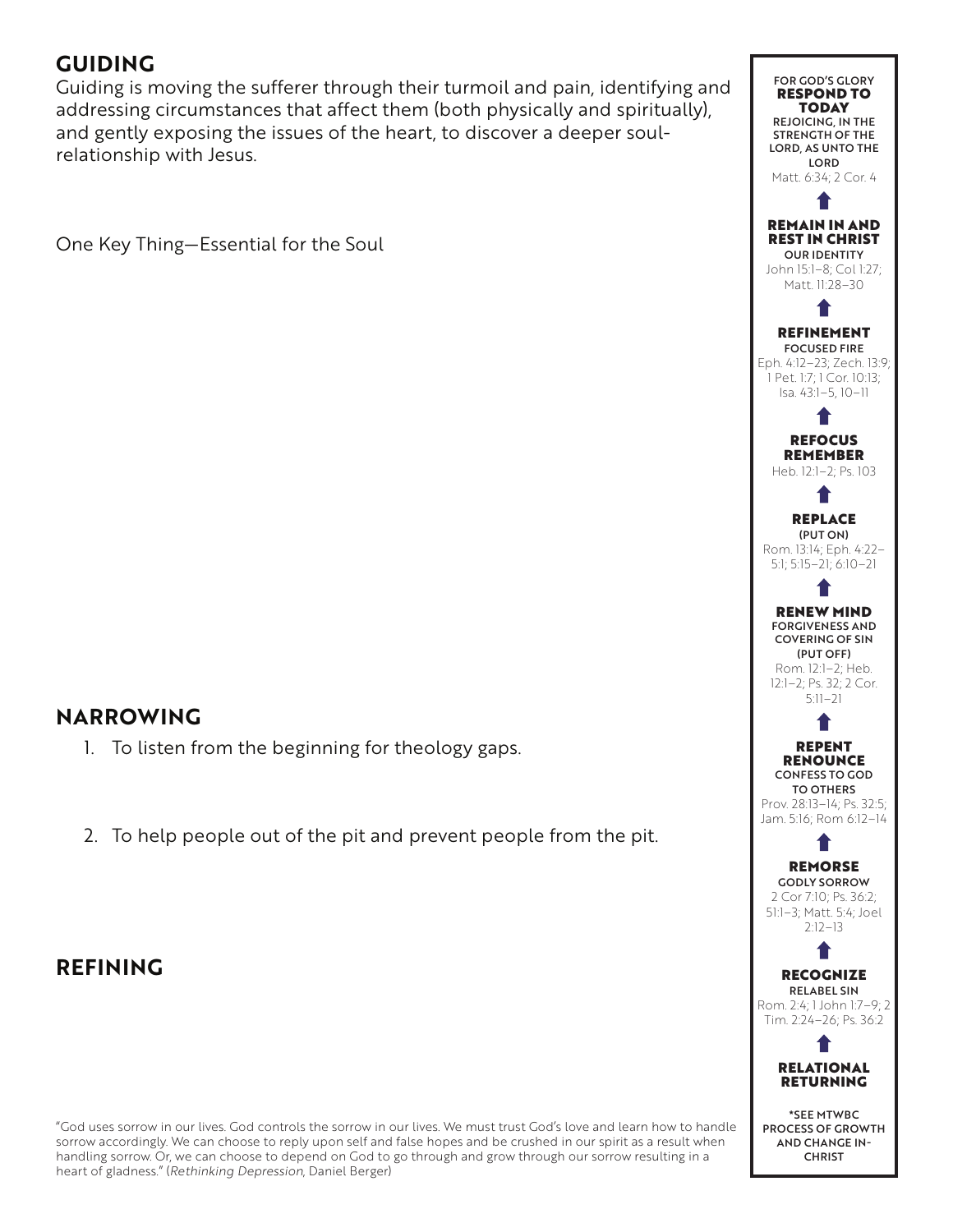## GUIDING

Guiding is moving the sufferer through their turmoil and pain, identifying and addressing circumstances that affect them (both physically and spiritually), and gently exposing the issues of the heart, to discover a deeper soul-relationship with Jesus.

One Key Thing—Essential for the Soul

## NARROWING

1. To listen from the beginning for theology gaps.
2. To help people out of the pit and prevent people from the pit.

## REFINING

"God uses sorrow in our lives. God controls the sorrow in our lives. We must trust God's love and learn how to handle sorrow accordingly. We can choose to reply upon self and false hopes and be crushed in our spirit as a result when handling sorrow. Or, we can choose to depend on God to go through and grow through our sorrow resulting in a heart of gladness." (*Rethinking Depression*, Daniel Berger)

FOR GOD'S GLORY
**RESPOND TO TODAY**
REJOICING, IN THE STRENGTH OF THE LORD, AS UNTO THE LORD
Matt. 6:34; 2 Cor. 4

↑

**REMAIN IN AND REST IN CHRIST**
OUR IDENTITY
John 15:1–8; Col 1:27; Matt. 11:28–30

↑

**REFINEMENT**
FOCUSED FIRE
Eph. 4:12–23; Zech. 13:9; 1 Pet. 1:7; 1 Cor. 10:13; Isa. 43:1–5, 10–11

↑

**REFOCUS REMEMBER**
Heb. 12:1–2; Ps. 103

↑

**REPLACE**
(PUT ON)
Rom. 13:14; Eph. 4:22–5:1; 5:15–21; 6:10–21

↑

**RENEW MIND**
FORGIVENESS AND COVERING OF SIN (PUT OFF)
Rom. 12:1–2; Heb. 12:1–2; Ps. 32; 2 Cor. 5:11–21

↑

**REPENT RENOUNCE**
CONFESS TO GOD TO OTHERS
Prov. 28:13–14; Ps. 32:5; Jam. 5:16; Rom 6:12–14

↑

**REMORSE**
GODLY SORROW
2 Cor 7:10; Ps. 36:2; 51:1–3; Matt. 5:4; Joel 2:12–13

↑

**RECOGNIZE**
RELABEL SIN
Rom. 2:4; 1 John 1:7–9; 2 Tim. 2:24–26; Ps. 36:2

↑

**RELATIONAL RETURNING**

*SEE MTWBC PROCESS OF GROWTH AND CHANGE IN-CHRIST